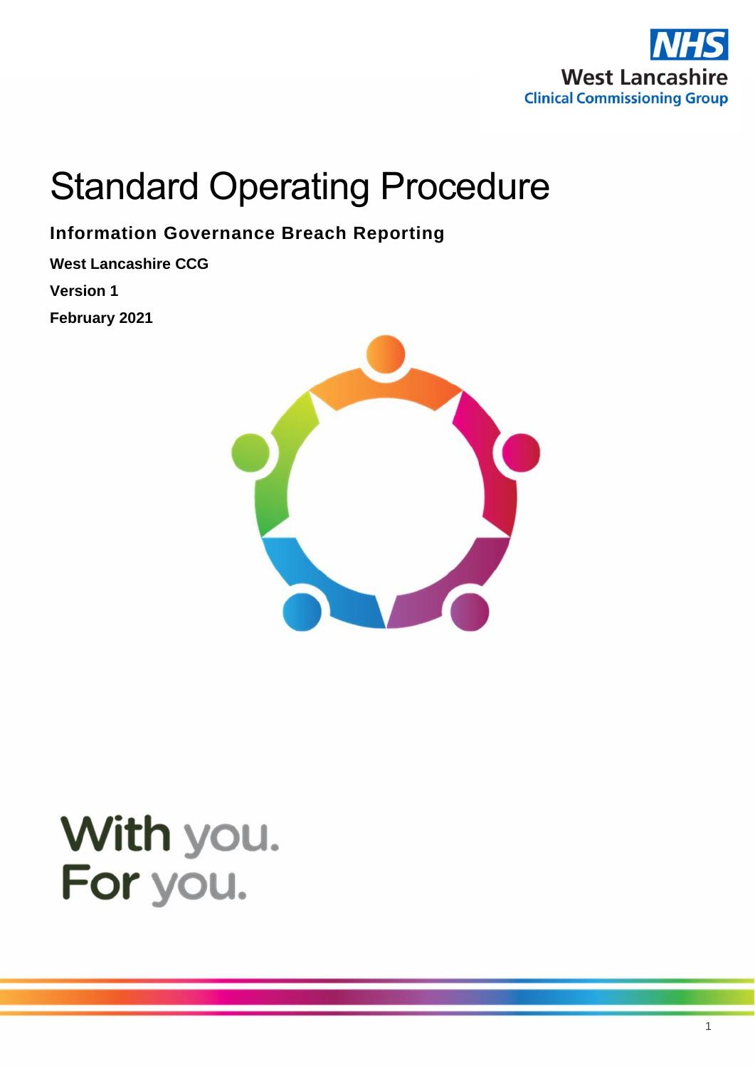NHS West Lancashire Clinical Commissioning Group

# Standard Operating Procedure

## Information Governance Breach Reporting

**West Lancashire CCG**

**Version 1**

**February 2021**

With you.
For you.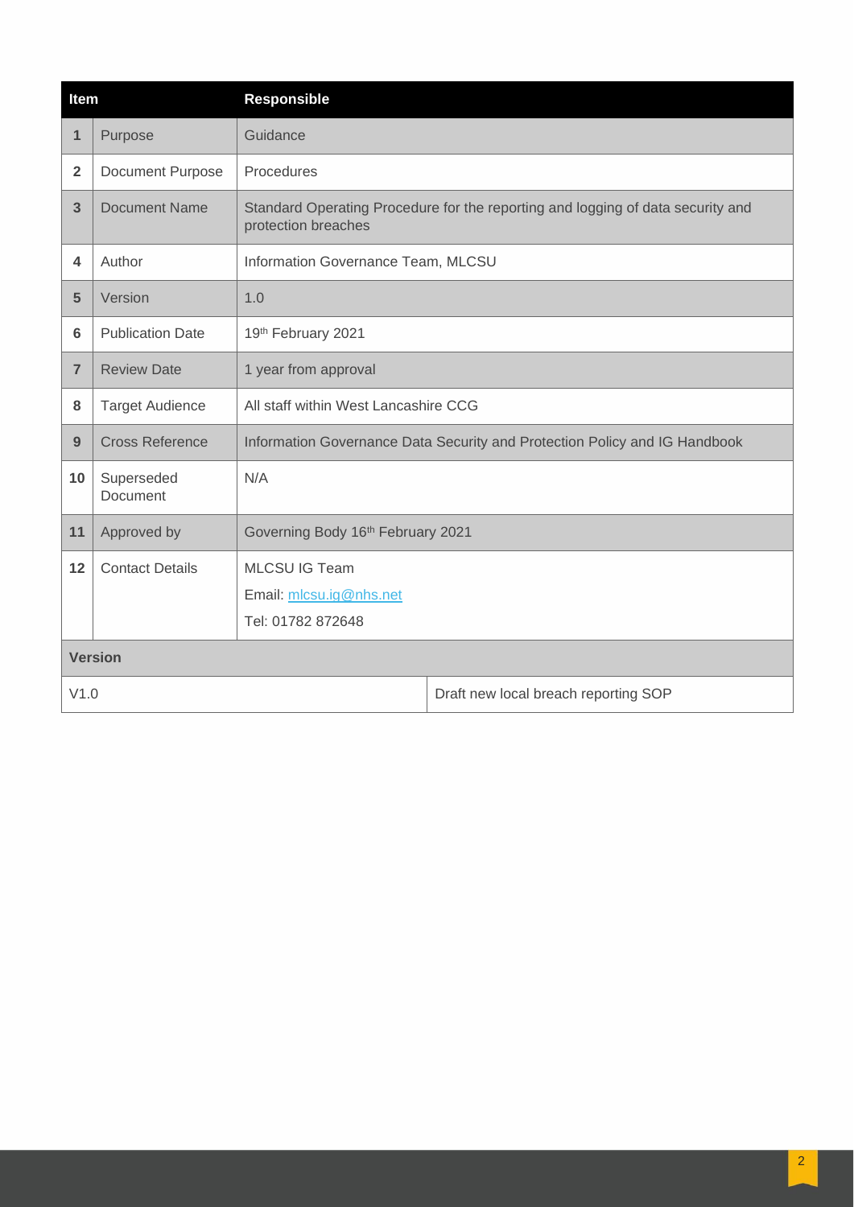| Item | | Responsible |
|---|---|---|
| 1 | Purpose | Guidance |
| 2 | Document Purpose | Procedures |
| 3 | Document Name | Standard Operating Procedure for the reporting and logging of data security and protection breaches |
| 4 | Author | Information Governance Team, MLCSU |
| 5 | Version | 1.0 |
| 6 | Publication Date | 19th February 2021 |
| 7 | Review Date | 1 year from approval |
| 8 | Target Audience | All staff within West Lancashire CCG |
| 9 | Cross Reference | Information Governance Data Security and Protection Policy and IG Handbook |
| 10 | Superseded Document | N/A |
| 11 | Approved by | Governing Body 16th February 2021 |
| 12 | Contact Details | MLCSU IG Team<br>Email: mlcsu.ig@nhs.net<br>Tel: 01782 872648 |

| Version | |
|---|---|
| V1.0 | Draft new local breach reporting SOP |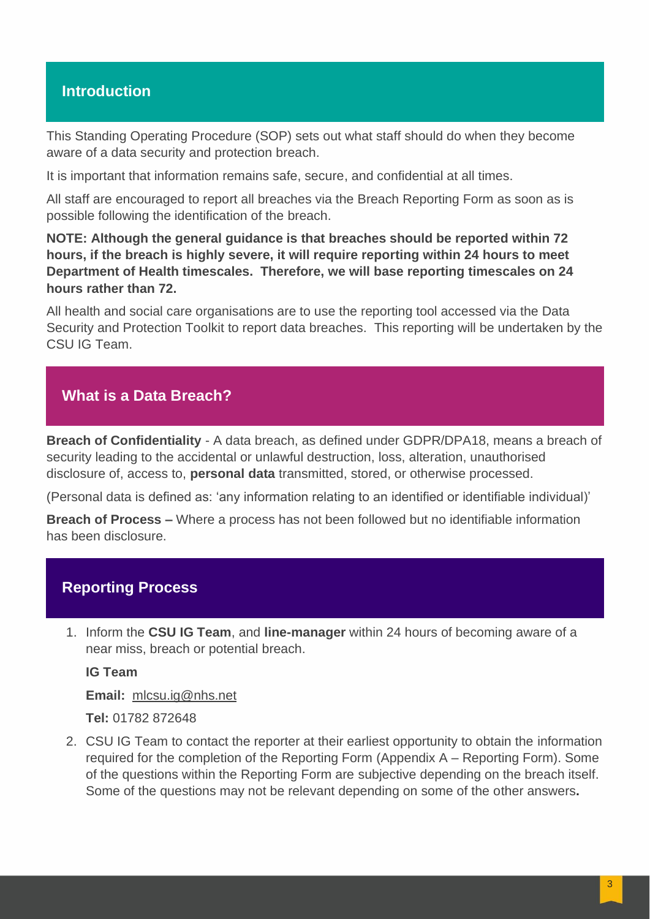## Introduction

This Standing Operating Procedure (SOP) sets out what staff should do when they become aware of a data security and protection breach.

It is important that information remains safe, secure, and confidential at all times.

All staff are encouraged to report all breaches via the Breach Reporting Form as soon as is possible following the identification of the breach.

**NOTE: Although the general guidance is that breaches should be reported within 72 hours, if the breach is highly severe, it will require reporting within 24 hours to meet Department of Health timescales. Therefore, we will base reporting timescales on 24 hours rather than 72.**

All health and social care organisations are to use the reporting tool accessed via the Data Security and Protection Toolkit to report data breaches. This reporting will be undertaken by the CSU IG Team.

## What is a Data Breach?

**Breach of Confidentiality** - A data breach, as defined under GDPR/DPA18, means a breach of security leading to the accidental or unlawful destruction, loss, alteration, unauthorised disclosure of, access to, **personal data** transmitted, stored, or otherwise processed.

(Personal data is defined as: 'any information relating to an identified or identifiable individual)'

**Breach of Process –** Where a process has not been followed but no identifiable information has been disclosure.

## Reporting Process

1. Inform the **CSU IG Team**, and **line-manager** within 24 hours of becoming aware of a near miss, breach or potential breach.

   **IG Team**

   **Email:** mlcsu.ig@nhs.net

   **Tel:** 01782 872648

2. CSU IG Team to contact the reporter at their earliest opportunity to obtain the information required for the completion of the Reporting Form (Appendix A – Reporting Form). Some of the questions within the Reporting Form are subjective depending on the breach itself. Some of the questions may not be relevant depending on some of the other answers**.**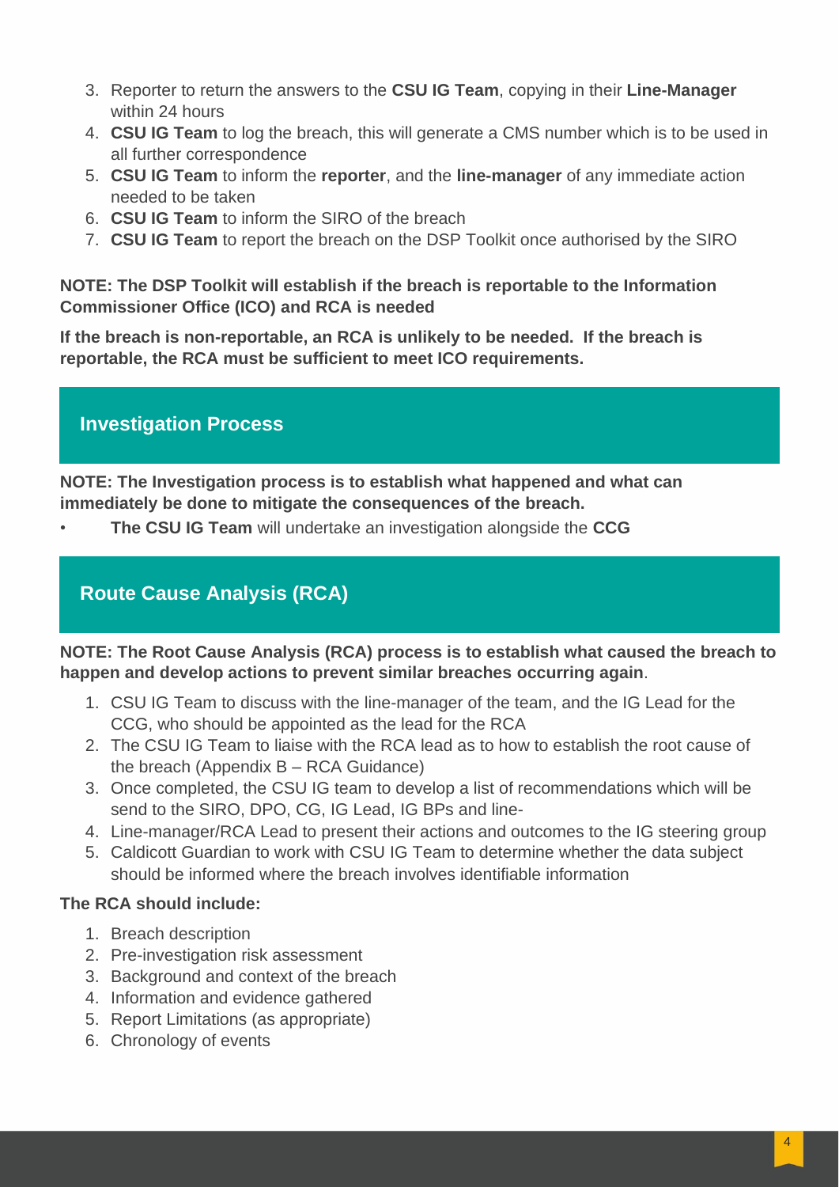3. Reporter to return the answers to the **CSU IG Team**, copying in their **Line-Manager** within 24 hours
4. **CSU IG Team** to log the breach, this will generate a CMS number which is to be used in all further correspondence
5. **CSU IG Team** to inform the **reporter**, and the **line-manager** of any immediate action needed to be taken
6. **CSU IG Team** to inform the SIRO of the breach
7. **CSU IG Team** to report the breach on the DSP Toolkit once authorised by the SIRO

**NOTE: The DSP Toolkit will establish if the breach is reportable to the Information Commissioner Office (ICO) and RCA is needed**

**If the breach is non-reportable, an RCA is unlikely to be needed. If the breach is reportable, the RCA must be sufficient to meet ICO requirements.**

## Investigation Process

**NOTE: The Investigation process is to establish what happened and what can immediately be done to mitigate the consequences of the breach.**

- **The CSU IG Team** will undertake an investigation alongside the **CCG**

## Route Cause Analysis (RCA)

**NOTE: The Root Cause Analysis (RCA) process is to establish what caused the breach to happen and develop actions to prevent similar breaches occurring again**.

1. CSU IG Team to discuss with the line-manager of the team, and the IG Lead for the CCG, who should be appointed as the lead for the RCA
2. The CSU IG Team to liaise with the RCA lead as to how to establish the root cause of the breach (Appendix B – RCA Guidance)
3. Once completed, the CSU IG team to develop a list of recommendations which will be send to the SIRO, DPO, CG, IG Lead, IG BPs and line-
4. Line-manager/RCA Lead to present their actions and outcomes to the IG steering group
5. Caldicott Guardian to work with CSU IG Team to determine whether the data subject should be informed where the breach involves identifiable information

**The RCA should include:**

1. Breach description
2. Pre-investigation risk assessment
3. Background and context of the breach
4. Information and evidence gathered
5. Report Limitations (as appropriate)
6. Chronology of events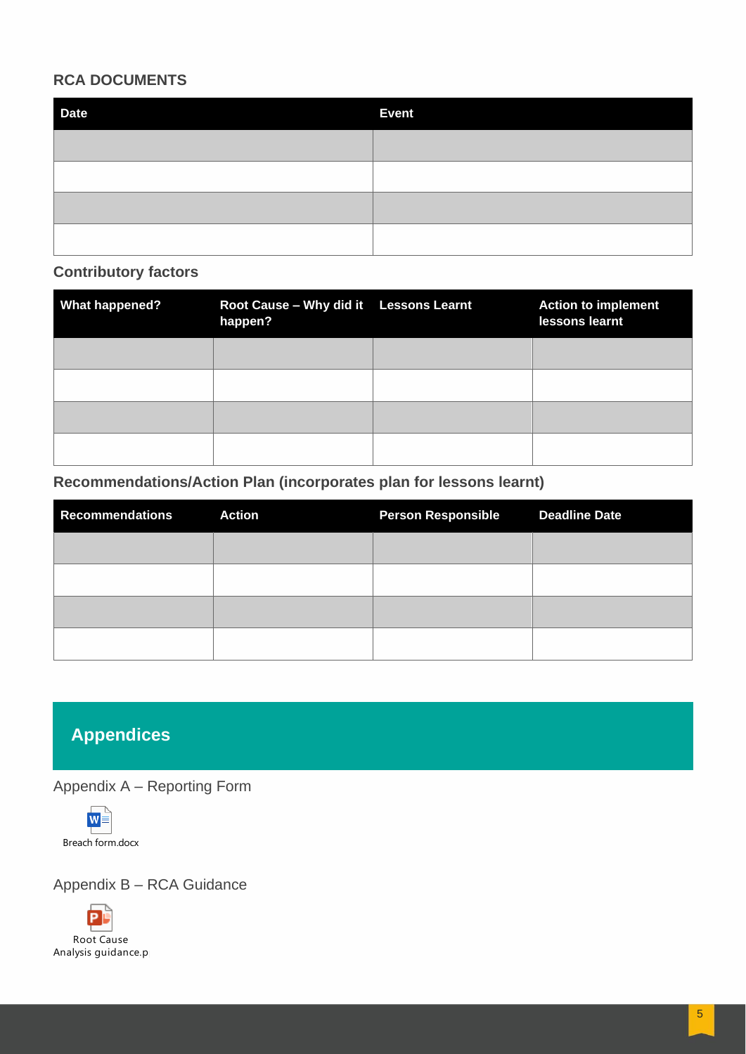### RCA DOCUMENTS

| Date | Event |
| --- | --- |
| | |
| | |
| | |
| | |

### Contributory factors

| What happened? | Root Cause – Why did it happen? | Lessons Learnt | Action to implement lessons learnt |
| --- | --- | --- | --- |
| | | | |
| | | | |
| | | | |
| | | | |

### Recommendations/Action Plan (incorporates plan for lessons learnt)

| Recommendations | Action | Person Responsible | Deadline Date |
| --- | --- | --- | --- |
| | | | |
| | | | |
| | | | |
| | | | |

## Appendices

### Appendix A – Reporting Form

Breach form.docx

### Appendix B – RCA Guidance

Root Cause Analysis guidance.p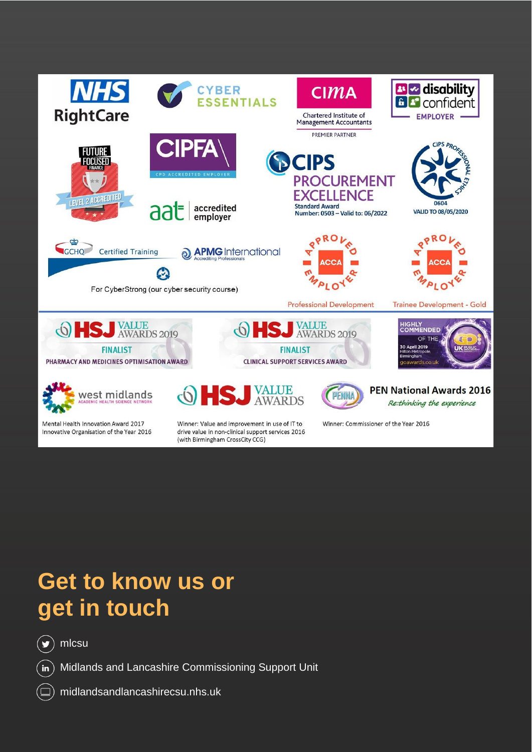NHS RightCare

CYBER ESSENTIALS

CIMA Chartered Institute of Management Accountants PREMIER PARTNER

disability confident EMPLOYER

FUTURE FOCUSED FINANCE LEVEL 2 ACCREDITED

CIPFA CPD ACCREDITED EMPLOYER

aat accredited employer

CIPS PROCUREMENT EXCELLENCE Standard Award Number: 0503 – Valid to: 06/2022

CIPS PROFESSIONAL ETHICS 0604 VALID TO 08/05/2020

GCHQ Certified Training

APMG International Accrediting Professionals

For CyberStrong (our cyber security course)

APPROVED EMPLOYER ACCA Professional Development

APPROVED EMPLOYER ACCA Trainee Development - Gold

HSJ VALUE AWARDS 2019 FINALIST PHARMACY AND MEDICINES OPTIMISATION AWARD

HSJ VALUE AWARDS 2019 FINALIST CLINICAL SUPPORT SERVICES AWARD

HIGHLY COMMENDED OF THE GO UK PUBLIC 30 April 2019 Hilton Metropole, Birmingham goawards.co.uk

west midlands ACADEMIC HEALTH SCIENCE NETWORK

Mental Health Innovation Award 2017
Innovative Organisation of the Year 2016

HSJ VALUE AWARDS

Winner: Value and improvement in use of IT to drive value in non-clinical support services 2016 (with Birmingham CrossCity CCG)

PENNA PEN National Awards 2016 Re:thinking the experience

Winner: Commissioner of the Year 2016

# Get to know us or get in touch

- mlcsu
- Midlands and Lancashire Commissioning Support Unit
- midlandsandlancashirecsu.nhs.uk